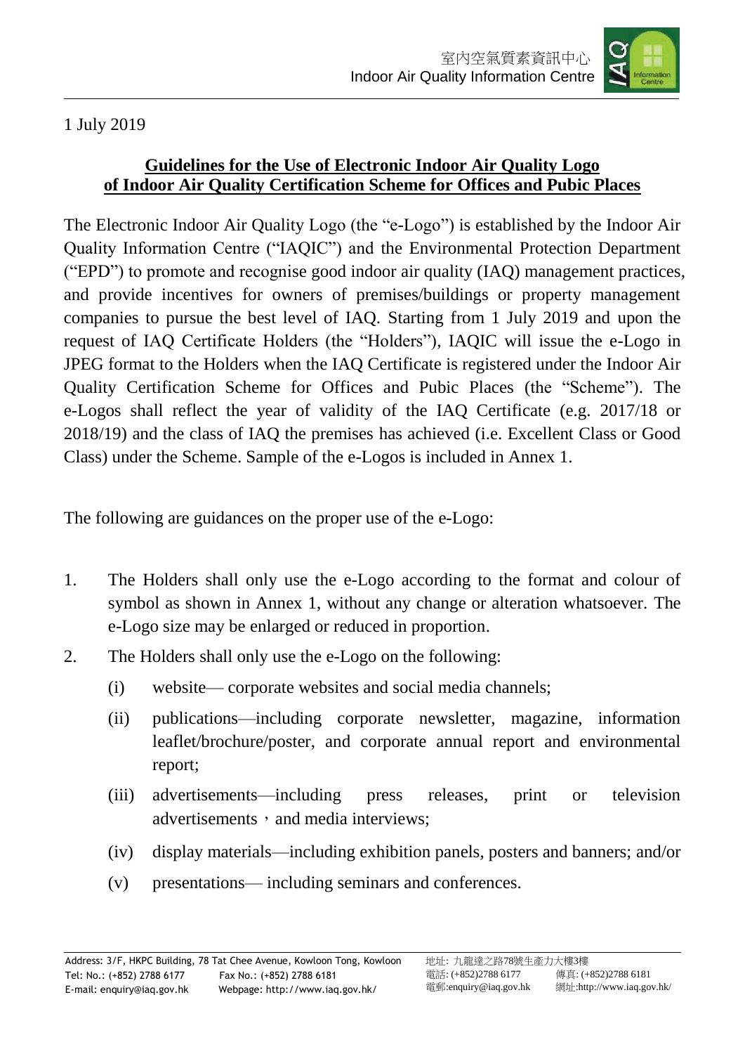1 July 2019

**Guidelines for the Use of Electronic Indoor Air Quality Logo of Indoor Air Quality Certification Scheme for Offices and Pubic Places**

The Electronic Indoor Air Quality Logo (the "e-Logo") is established by the Indoor Air Quality Information Centre ("IAQIC") and the Environmental Protection Department ("EPD") to promote and recognise good indoor air quality (IAQ) management practices, and provide incentives for owners of premises/buildings or property management companies to pursue the best level of IAQ. Starting from 1 July 2019 and upon the request of IAQ Certificate Holders (the "Holders"), IAQIC will issue the e-Logo in JPEG format to the Holders when the IAQ Certificate is registered under the Indoor Air Quality Certification Scheme for Offices and Pubic Places (the "Scheme"). The e-Logos shall reflect the year of validity of the IAQ Certificate (e.g. 2017/18 or 2018/19) and the class of IAQ the premises has achieved (i.e. Excellent Class or Good Class) under the Scheme. Sample of the e-Logos is included in Annex 1.

The following are guidances on the proper use of the e-Logo:

1. The Holders shall only use the e-Logo according to the format and colour of symbol as shown in Annex 1, without any change or alteration whatsoever. The e-Logo size may be enlarged or reduced in proportion.
2. The Holders shall only use the e-Logo on the following:
   - (i) website— corporate websites and social media channels;
   - (ii) publications—including corporate newsletter, magazine, information leaflet/brochure/poster, and corporate annual report and environmental report;
   - (iii) advertisements—including press releases, print or television advertisements，and media interviews;
   - (iv) display materials—including exhibition panels, posters and banners; and/or
   - (v) presentations— including seminars and conferences.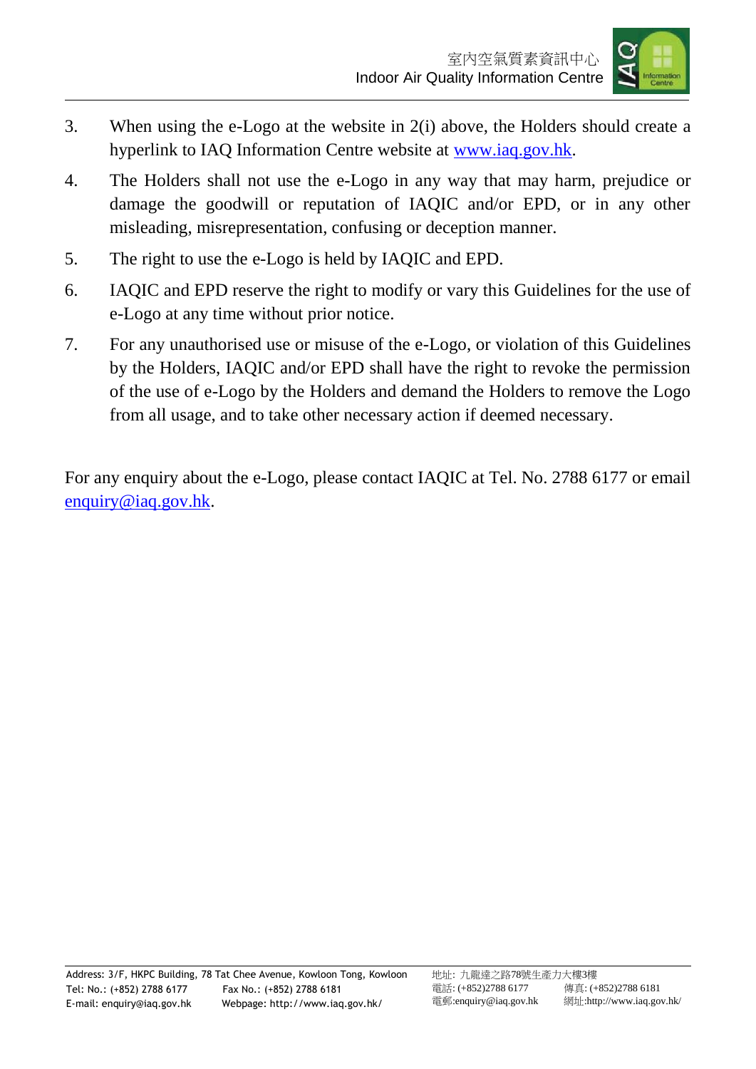3. When using the e-Logo at the website in 2(i) above, the Holders should create a hyperlink to IAQ Information Centre website at www.iaq.gov.hk.

4. The Holders shall not use the e-Logo in any way that may harm, prejudice or damage the goodwill or reputation of IAQIC and/or EPD, or in any other misleading, misrepresentation, confusing or deception manner.

5. The right to use the e-Logo is held by IAQIC and EPD.

6. IAQIC and EPD reserve the right to modify or vary this Guidelines for the use of e-Logo at any time without prior notice.

7. For any unauthorised use or misuse of the e-Logo, or violation of this Guidelines by the Holders, IAQIC and/or EPD shall have the right to revoke the permission of the use of e-Logo by the Holders and demand the Holders to remove the Logo from all usage, and to take other necessary action if deemed necessary.

For any enquiry about the e-Logo, please contact IAQIC at Tel. No. 2788 6177 or email enquiry@iaq.gov.hk.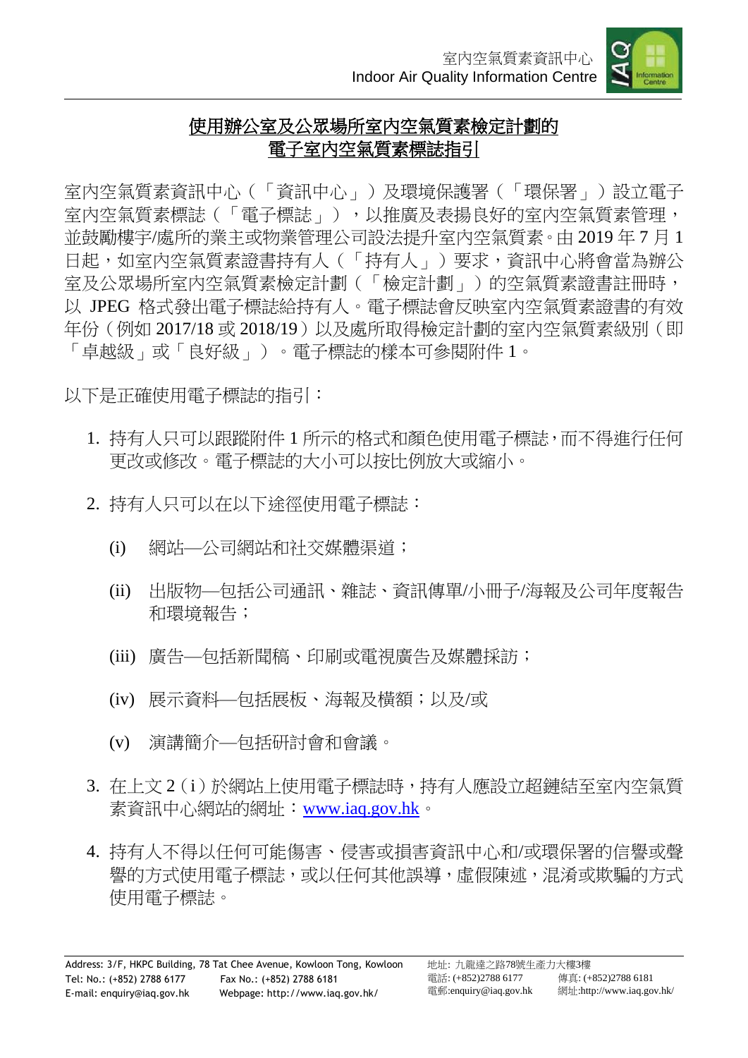# 使用辦公室及公眾場所室內空氣質素檢定計劃的電子室內空氣質素標誌指引

室內空氣質素資訊中心（「資訊中心」）及環境保護署（「環保署」）設立電子室內空氣質素標誌（「電子標誌」），以推廣及表揚良好的室內空氣質素管理，並鼓勵樓宇/處所的業主或物業管理公司設法提升室內空氣質素。由 2019 年 7 月 1 日起，如室內空氣質素證書持有人（「持有人」）要求，資訊中心將會當為辦公室及公眾場所室內空氣質素檢定計劃（「檢定計劃」）的空氣質素證書註冊時，以 JPEG 格式發出電子標誌給持有人。電子標誌會反映室內空氣質素證書的有效年份（例如 2017/18 或 2018/19）以及處所取得檢定計劃的室內空氣質素級別（即「卓越級」或「良好級」）。電子標誌的樣本可參閱附件 1。

以下是正確使用電子標誌的指引：

1. 持有人只可以跟蹤附件 1 所示的格式和顏色使用電子標誌，而不得進行任何更改或修改。電子標誌的大小可以按比例放大或縮小。
2. 持有人只可以在以下途徑使用電子標誌：
   - (i) 網站—公司網站和社交媒體渠道；
   - (ii) 出版物—包括公司通訊、雜誌、資訊傳單/小冊子/海報及公司年度報告和環境報告；
   - (iii) 廣告—包括新聞稿、印刷或電視廣告及媒體採訪；
   - (iv) 展示資料—包括展板、海報及橫額；以及/或
   - (v) 演講簡介—包括研討會和會議。
3. 在上文 2（i）於網站上使用電子標誌時，持有人應設立超鏈結至室內空氣質素資訊中心網站的網址：www.iaq.gov.hk。
4. 持有人不得以任何可能傷害、侵害或損害資訊中心和/或環保署的信譽或聲譽的方式使用電子標誌，或以任何其他誤導，虛假陳述，混淆或欺騙的方式使用電子標誌。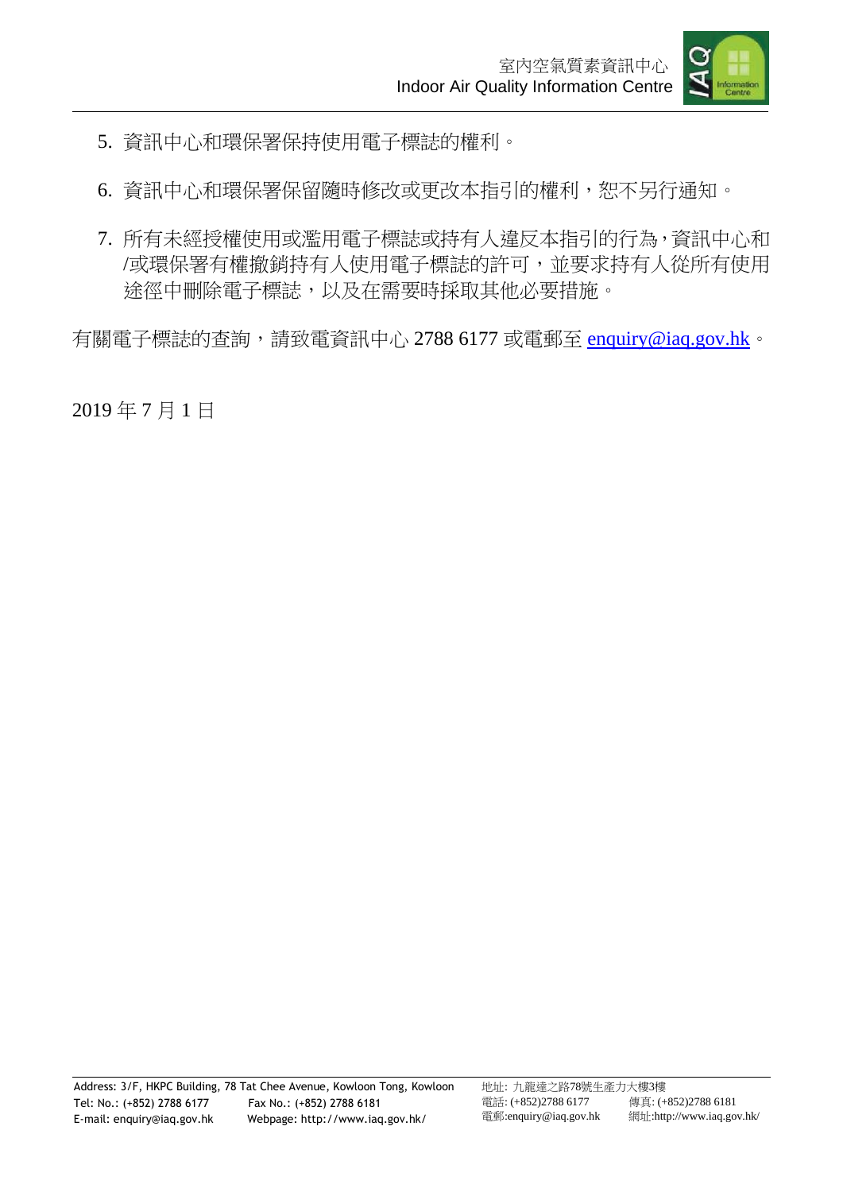5. 資訊中心和環保署保持使用電子標誌的權利。

6. 資訊中心和環保署保留隨時修改或更改本指引的權利，恕不另行通知。

7. 所有未經授權使用或濫用電子標誌或持有人違反本指引的行為，資訊中心和/或環保署有權撤銷持有人使用電子標誌的許可，並要求持有人從所有使用途徑中刪除電子標誌，以及在需要時採取其他必要措施。

有關電子標誌的查詢，請致電資訊中心 2788 6177 或電郵至 enquiry@iaq.gov.hk。

2019 年 7 月 1 日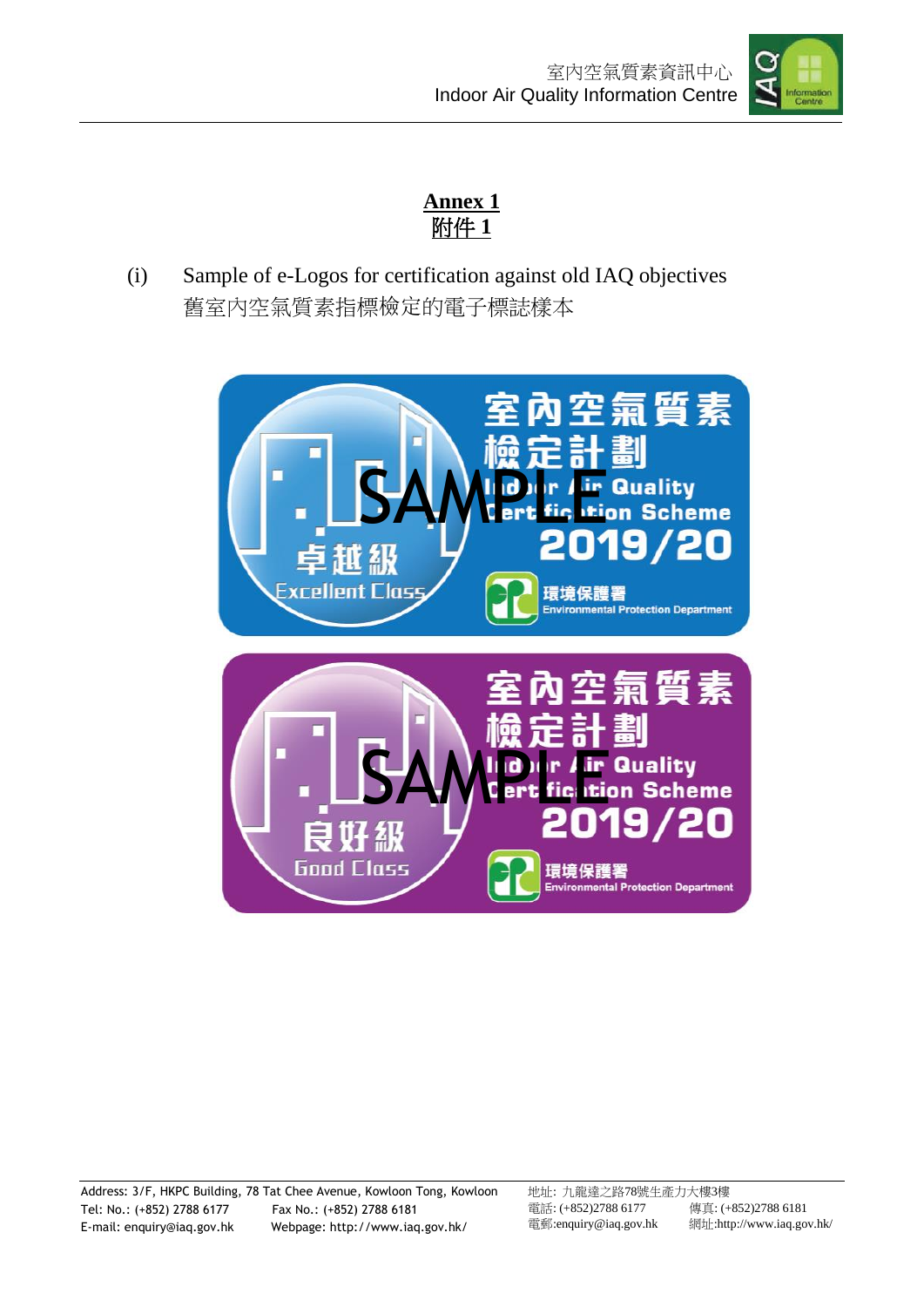**Annex 1**
**附件 1**

(i) Sample of e-Logos for certification against old IAQ objectives
舊室內空氣質素指標檢定的電子標誌樣本

室內空氣質素檢定計劃
Indoor Air Quality Certification Scheme
2019/20
卓越級
Excellent Class
環境保護署
Environmental Protection Department
SAMPLE

室內空氣質素檢定計劃
Indoor Air Quality Certification Scheme
2019/20
良好級
Good Class
環境保護署
Environmental Protection Department
SAMPLE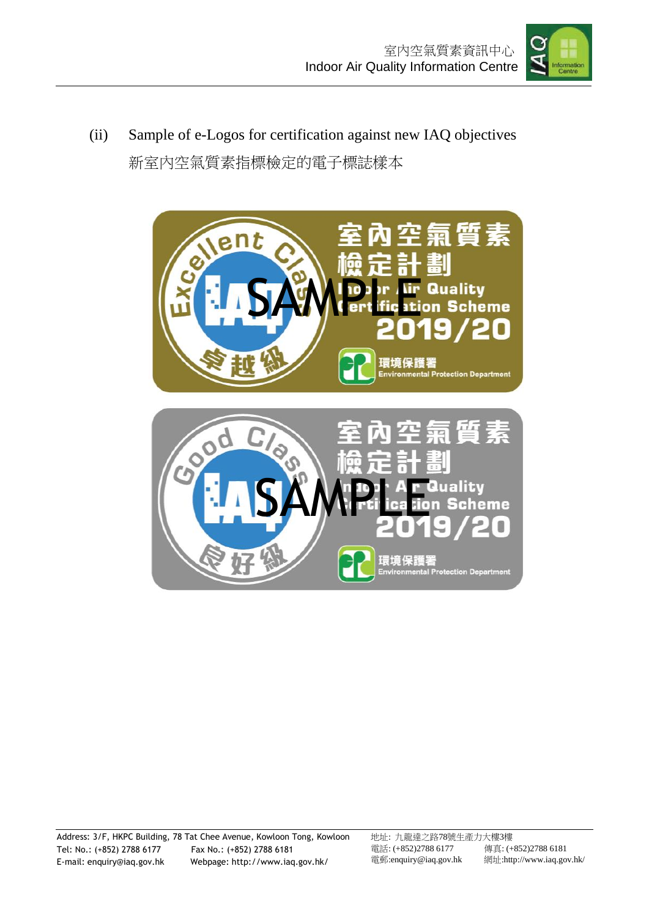(ii) Sample of e-Logos for certification against new IAQ objectives
新室內空氣質素指標檢定的電子標誌樣本